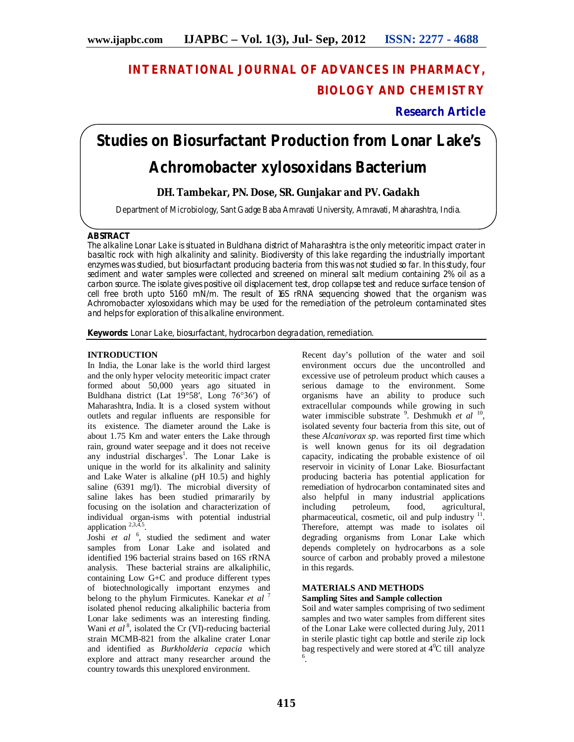# INTERNATIONAL JOURNAL OF ADVANCES IN PHARMACY, BIOLOGY AND CHEMISTRY

**Research Article**

# Studies on Biosurfactant Production from Lonar Lake's Achromobacter xylosoxidans Bacterium

**DH. Tambekar, PN. Dose, SR. Gunjakar and PV. Gadakh**

Department of Microbiology, Sant Gadge Baba Amravati University, Amravati, Maharashtra, India.

## ABSTRACT

The alkaline Lonar Lake is situated in Buldhana district of Maharashtra is the only meteoritic impact crater in basaltic rock with high alkalinity and salinity. Biodiversity of this lake regarding the industrially important enzymes was studied, but biosurfactant producing bacteria from this was not studied so far. In this study, four sediment and water samples were collected and screened on mineral salt medium containing 2% oil as a carbon source. The isolate gives positive oil displacement test, drop collapse test and reduce surface tension of cell free broth upto 51.60 mN/m. The result of 16S rRNA sequencing showed that the organism was Achromobacter xylosoxidans which may be used for the remediation of the petroleum contaminated sites and helps for exploration of this alkaline environment.

**Keywords:** Lonar Lake, biosurfactant, hydrocarbon degradation, remediation.

## INTRODUCTION

In India, the Lonar lake is the world third largest and the only hyper velocity meteoritic impact crater formed about 50,000 years ago situated in Buldhana district (Lat 19°58′, Long 76°36′) of Maharashtra, India. It is a closed system without outlets and regular influents are responsible for its existence. The diameter around the Lake is about 1.75 Km and water enters the Lake through rain, ground water seepage and it does not receive any industrial discharges[1]. The Lonar Lake is unique in the world for its alkalinity and salinity and Lake Water is alkaline (pH 10.5) and highly saline (6391 mg/l). The microbial diversity of saline lakes has been studied primararily by focusing on the isolation and characterization of individual organ-isms with potential industrial application [2,3,4,5].

Joshi *et al* [6], studied the sediment and water samples from Lonar Lake and isolated and identified 196 bacterial strains based on 16S rRNA analysis. These bacterial strains are alkaliphilic, containing Low G+C and produce different types of biotechnologically important enzymes and belong to the phylum Firmicutes. Kanekar *et al* [7] isolated phenol reducing alkaliphilic bacteria from Lonar lake sediments was an interesting finding. Wani *et al* [8], isolated the Cr (VI)-reducing bacterial strain MCMB-821 from the alkaline crater Lonar and identified as *Burkholderia cepacia* which explore and attract many researcher around the country towards this unexplored environment.

Recent day's pollution of the water and soil environment occurs due the uncontrolled and excessive use of petroleum product which causes a serious damage to the environment. Some organisms have an ability to produce such extracellular compounds while growing in such water immiscible substrate [9]. Deshmukh *et al* [10], isolated seventy four bacteria from this site, out of these *Alcanivorax sp*. was reported first time which is well known genus for its oil degradation capacity, indicating the probable existence of oil reservoir in vicinity of Lonar Lake. Biosurfactant producing bacteria has potential application for remediation of hydrocarbon contaminated sites and also helpful in many industrial applications including petroleum, food, agricultural, pharmaceutical, cosmetic, oil and pulp industry [11]. Therefore, attempt was made to isolates oil degrading organisms from Lonar Lake which depends completely on hydrocarbons as a sole source of carbon and probably proved a milestone in this regards.

## MATERIALS AND METHODS

### Sampling Sites and Sample collection

Soil and water samples comprising of two sediment samples and two water samples from different sites of the Lonar Lake were collected during July, 2011 in sterile plastic tight cap bottle and sterile zip lock bag respectively and were stored at $4^0C$ till analyze [6].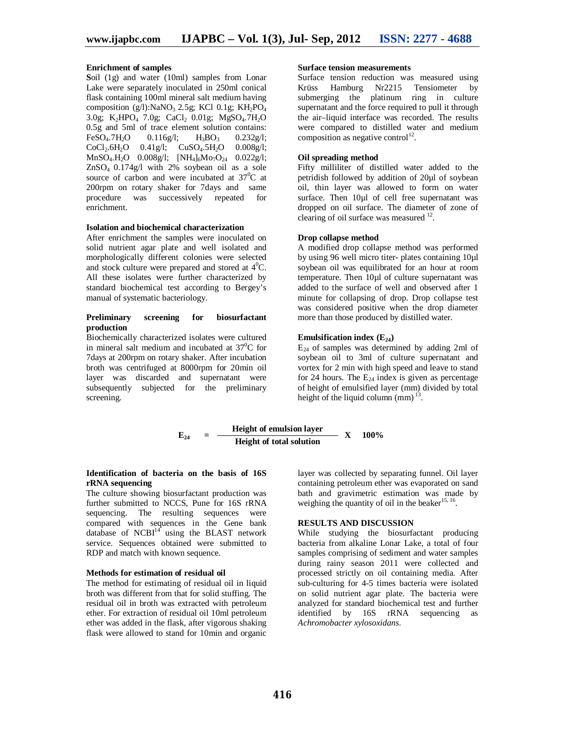### Enrichment of samples

**S**oil (1g) and water (10ml) samples from Lonar Lake were separately inoculated in 250ml conical flask containing 100ml mineral salt medium having composition (g/l): $NaNO_3$ 2.5g; KCl 0.1g; $KH_2PO_4$ 3.0g; $K_2HPO_4$ 7.0g; $CaCl_2$ 0.01g; $MgSO_4.7H_2O$ 0.5g and 5ml of trace element solution contains: $FeSO_4.7H_2O$ 0.116g/l; $H_3BO_3$ 0.232g/l; $CoCl_2.6H_2O$ 0.41g/l; $CuSO_4.5H_2O$ 0.008g/l; $MnSO_4.H_2O$ 0.008g/l; $[NH_4]_6Mo_7O_{24}$ 0.022g/l; $ZnSO_4$ 0.174g/l with 2% soybean oil as a sole source of carbon and were incubated at $37^0$C at 200rpm on rotary shaker for 7days and same procedure was successively repeated for enrichment.

### Isolation and biochemical characterization

After enrichment the samples were inoculated on solid nutrient agar plate and well isolated and morphologically different colonies were selected and stock culture were prepared and stored at $4^0$C. All these isolates were further characterized by standard biochemical test according to Bergey's manual of systematic bacteriology.

### Preliminary screening for biosurfactant production

Biochemically characterized isolates were cultured in mineral salt medium and incubated at $37^0$C for 7days at 200rpm on rotary shaker. After incubation broth was centrifuged at 8000rpm for 20min oil layer was discarded and supernatant were subsequently subjected for the preliminary screening.

### Surface tension measurements

Surface tension reduction was measured using Krüss Hamburg Nr2215 Tensiometer by submerging the platinum ring in culture supernatant and the force required to pull it through the air–liquid interface was recorded. The results were compared to distilled water and medium composition as negative control[12].

### Oil spreading method

Fifty milliliter of distilled water added to the petridish followed by addition of 20µl of soybean oil, thin layer was allowed to form on water surface. Then 10µl of cell free supernatant was dropped on oil surface. The diameter of zone of clearing of oil surface was measured [12].

### Drop collapse method

A modified drop collapse method was performed by using 96 well micro titer- plates containing 10µl soybean oil was equilibrated for an hour at room temperature. Then 10µl of culture supernatant was added to the surface of well and observed after 1 minute for collapsing of drop. Drop collapse test was considered positive when the drop diameter more than those produced by distilled water.

### Emulsification index ($E_{24}$)

$E_{24}$ of samples was determined by adding 2ml of soybean oil to 3ml of culture supernatant and vortex for 2 min with high speed and leave to stand for 24 hours. The $E_{24}$ index is given as percentage of height of emulsified layer (mm) divided by total height of the liquid column (mm) [13].

$$E_{24} = \frac{\textbf{Height of emulsion layer}}{\textbf{Height of total solution}} \times 100\%$$

### Identification of bacteria on the basis of 16S rRNA sequencing

The culture showing biosurfactant production was further submitted to NCCS, Pune for 16S rRNA sequencing. The resulting sequences were compared with sequences in the Gene bank database of NCBI[14] using the BLAST network service. Sequences obtained were submitted to RDP and match with known sequence.

### Methods for estimation of residual oil

The method for estimating of residual oil in liquid broth was different from that for solid stuffing. The residual oil in broth was extracted with petroleum ether. For extraction of residual oil 10ml petroleum ether was added in the flask, after vigorous shaking flask were allowed to stand for 10min and organic layer was collected by separating funnel. Oil layer containing petroleum ether was evaporated on sand bath and gravimetric estimation was made by weighing the quantity of oil in the beaker[15, 16].

## RESULTS AND DISCUSSION

While studying the biosurfactant producing bacteria from alkaline Lonar Lake, a total of four samples comprising of sediment and water samples during rainy season 2011 were collected and processed strictly on oil containing media. After sub-culturing for 4-5 times bacteria were isolated on solid nutrient agar plate. The bacteria were analyzed for standard biochemical test and further identified by 16S rRNA sequencing as *Achromobacter xylosoxidans*.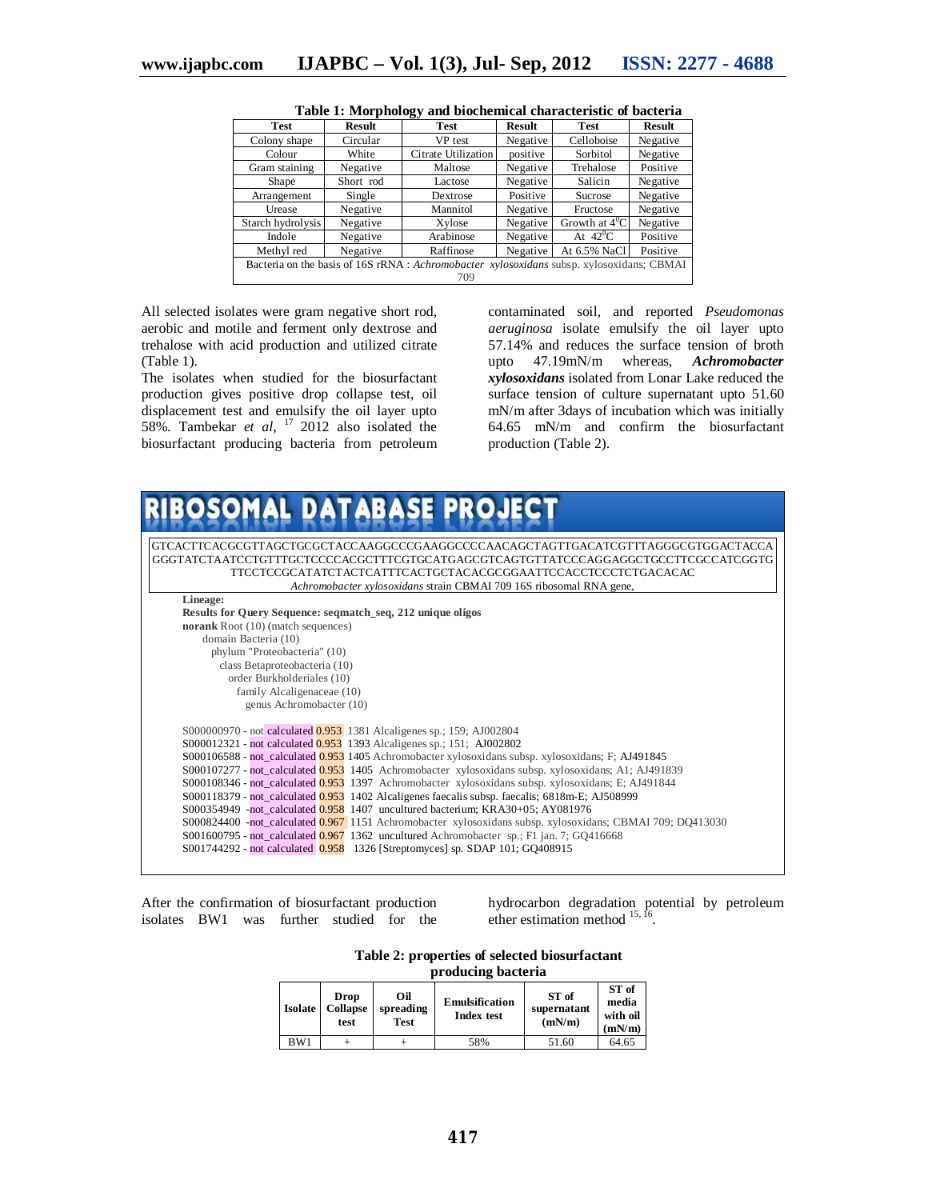**Table 1: Morphology and biochemical characteristic of bacteria**

| Test | Result | Test | Result | Test | Result |
|---|---|---|---|---|---|
| Colony shape | Circular | VP test | Negative | Celloboise | Negative |
| Colour | White | Citrate Utilization | positive | Sorbitol | Negative |
| Gram staining | Negative | Maltose | Negative | Trehalose | Positive |
| Shape | Short rod | Lactose | Negative | Salicin | Negative |
| Arrangement | Single | Dextrose | Positive | Sucrose | Negative |
| Urease | Negative | Mannitol | Negative | Fructose | Negative |
| Starch hydrolysis | Negative | Xylose | Negative | Growth at $4^0C$ | Negative |
| Indole | Negative | Arabinose | Negative | At $42^0C$ | Positive |
| Methyl red | Negative | Raffinose | Negative | At 6.5% NaCl | Positive |
| Bacteria on the basis of 16S rRNA : *Achromobacter xylosoxidans* subsp. xylosoxidans; CBMAI 709 | | | | | |

All selected isolates were gram negative short rod, aerobic and motile and ferment only dextrose and trehalose with acid production and utilized citrate (Table 1).

The isolates when studied for the biosurfactant production gives positive drop collapse test, oil displacement test and emulsify the oil layer upto 58%. Tambekar *et al*, [17] 2012 also isolated the biosurfactant producing bacteria from petroleum contaminated soil, and reported *Pseudomonas aeruginosa* isolate emulsify the oil layer upto 57.14% and reduces the surface tension of broth upto 47.19mN/m whereas, ***Achromobacter xylosoxidans*** isolated from Lonar Lake reduced the surface tension of culture supernatant upto 51.60 mN/m after 3days of incubation which was initially 64.65 mN/m and confirm the biosurfactant production (Table 2).

**RIBOSOMAL DATABASE PROJECT**

GTCACTTCACGCGTTAGCTGCGCTACCAAGGCCCGAAGGCCCCAACAGCTAGTTGACATCGTTTAGGGCGTGGACTACCA GGGTATCTAATCCTGTTTGCTCCCCACGCTTTCGTGCATGAGCGTCAGTGTTATCCCAGGAGGCTGCCTTCGCCATCGGTG TTCCTCCGCATATCTACTCATTTCACTGCTACACGCGGAATTCCACCTCCCTCTGACACAC

*Achromobacter xylosoxidans* strain CBMAI 709 16S ribosomal RNA gene,

**Lineage:**

**Results for Query Sequence: seqmatch_seq, 212 unique oligos**

**norank** Root (10) (match sequences)
domain Bacteria (10)
phylum "Proteobacteria" (10)
class Betaproteobacteria (10)
order Burkholderiales (10)
family Alcaligenaceae (10)
genus Achromobacter (10)

S000000970 - not calculated 0.953 1381 Alcaligenes sp.; 159; AJ002804
S000012321 - not calculated 0.953 1393 Alcaligenes sp.; 151; AJ002802
S000106588 - not_calculated 0.953 1405 Achromobacter xylosoxidans subsp. xylosoxidans; F; AJ491845
S000107277 - not_calculated 0.953 1405 Achromobacter xylosoxidans subsp. xylosoxidans; A1; AJ491839
S000108346 - not_calculated 0.953 1397 Achromobacter xylosoxidans subsp. xylosoxidans; E; AJ491844
S000118379 - not_calculated 0.953 1402 Alcaligenes faecalis subsp. faecalis; 6818m-E; AJ508999
S000354949 -not_calculated 0.958 1407 uncultured bacterium; KRA30+05; AY081976
S000824400 -not_calculated 0.967 1151 Achromobacter xylosoxidans subsp. xylosoxidans; CBMAI 709; DQ413030
S001600795 - not_calculated 0.967 1362 uncultured Achromobacter sp.; F1 jan. 7; GQ416668
S001744292 - not calculated 0.958 1326 [Streptomyces] sp. SDAP 101; GQ408915

After the confirmation of biosurfactant production isolates BW1 was further studied for the hydrocarbon degradation potential by petroleum ether estimation method [15, 16].

**Table 2: properties of selected biosurfactant producing bacteria**

| Isolate | Drop Collapse test | Oil spreading Test | Emulsification Index test | ST of supernatant (mN/m) | ST of media with oil (mN/m) |
|---|---|---|---|---|---|
| BW1 | + | + | 58% | 51.60 | 64.65 |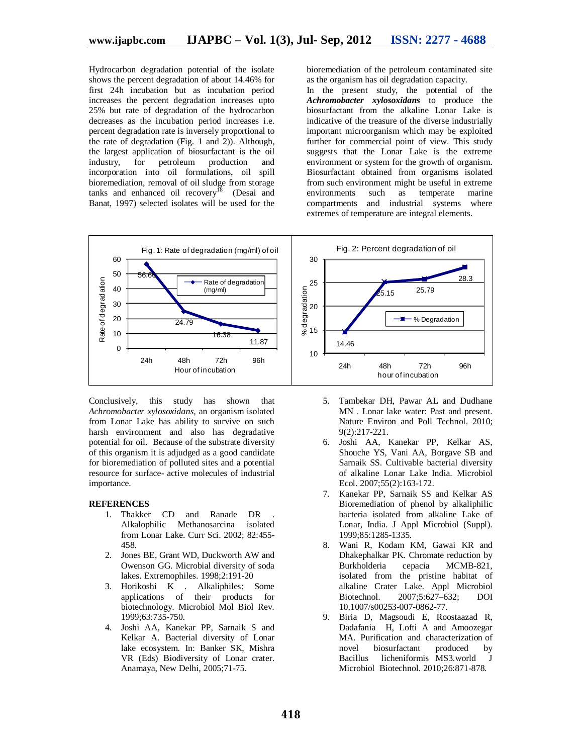Hydrocarbon degradation potential of the isolate shows the percent degradation of about 14.46% for first 24h incubation but as incubation period increases the percent degradation increases upto 25% but rate of degradation of the hydrocarbon decreases as the incubation period increases i.e. percent degradation rate is inversely proportional to the rate of degradation (Fig. 1 and 2)). Although, the largest application of biosurfactant is the oil industry, for petroleum production and incorporation into oil formulations, oil spill bioremediation, removal of oil sludge from storage tanks and enhanced oil recovery[18] (Desai and Banat, 1997) selected isolates will be used for the bioremediation of the petroleum contaminated site as the organism has oil degradation capacity.

In the present study, the potential of the ***Achromobacter xylosoxidans*** to produce the biosurfactant from the alkaline Lonar Lake is indicative of the treasure of the diverse industrially important microorganism which may be exploited further for commercial point of view. This study suggests that the Lonar Lake is the extreme environment or system for the growth of organism. Biosurfactant obtained from organisms isolated from such environment might be useful in extreme environments such as temperate marine compartments and industrial systems where extremes of temperature are integral elements.

Fig. 1: Rate of degradation (mg/ml) of oil

| Hour of incubation | Rate of degradation (mg/ml) |
|---|---|
| 24h | 56.66 |
| 48h | 24.79 |
| 72h | 16.38 |
| 96h | 11.87 |

Fig. 2: Percent degradation of oil

| hour of incubation | % Degradation |
|---|---|
| 24h | 14.46 |
| 48h | 25.15 |
| 72h | 25.79 |
| 96h | 28.3 |

Conclusively, this study has shown that *Achromobacter xylosoxidans*, an organism isolated from Lonar Lake has ability to survive on such harsh environment and also has degradative potential for oil. Because of the substrate diversity of this organism it is adjudged as a good candidate for bioremediation of polluted sites and a potential resource for surface- active molecules of industrial importance.

## REFERENCES

1. Thakker CD and Ranade DR . Alkalophilic Methanosarcina isolated from Lonar Lake. Curr Sci. 2002; 82:455-458.
2. Jones BE, Grant WD, Duckworth AW and Owenson GG. Microbial diversity of soda lakes. Extremophiles. 1998;2:191-20
3. Horikoshi K . Alkaliphiles: Some applications of their products for biotechnology. Microbiol Mol Biol Rev. 1999;63:735-750.
4. Joshi AA, Kanekar PP, Sarnaik S and Kelkar A. Bacterial diversity of Lonar lake ecosystem. In: Banker SK, Mishra VR (Eds) Biodiversity of Lonar crater. Anamaya, New Delhi, 2005;71-75.
5. Tambekar DH, Pawar AL and Dudhane MN . Lonar lake water: Past and present. Nature Environ and Poll Technol. 2010; 9(2):217-221.
6. Joshi AA, Kanekar PP, Kelkar AS, Shouche YS, Vani AA, Borgave SB and Sarnaik SS. Cultivable bacterial diversity of alkaline Lonar Lake India. Microbiol Ecol. 2007;55(2):163-172.
7. Kanekar PP, Sarnaik SS and Kelkar AS Bioremediation of phenol by alkaliphilic bacteria isolated from alkaline Lake of Lonar, India. J Appl Microbiol (Suppl). 1999;85:1285-1335.
8. Wani R, Kodam KM, Gawai KR and Dhakephalkar PK. Chromate reduction by Burkholderia cepacia MCMB-821, isolated from the pristine habitat of alkaline Crater Lake. Appl Microbiol Biotechnol. 2007;5:627–632; DOI 10.1007/s00253-007-0862-77.
9. Biria D, Magsoudi E, Roostaazad R, Dadafania H, Lofti A and Amoozegar MA. Purification and characterization of novel biosurfactant produced by Bacillus licheniformis MS3.world J Microbiol Biotechnol. 2010;26:871-878.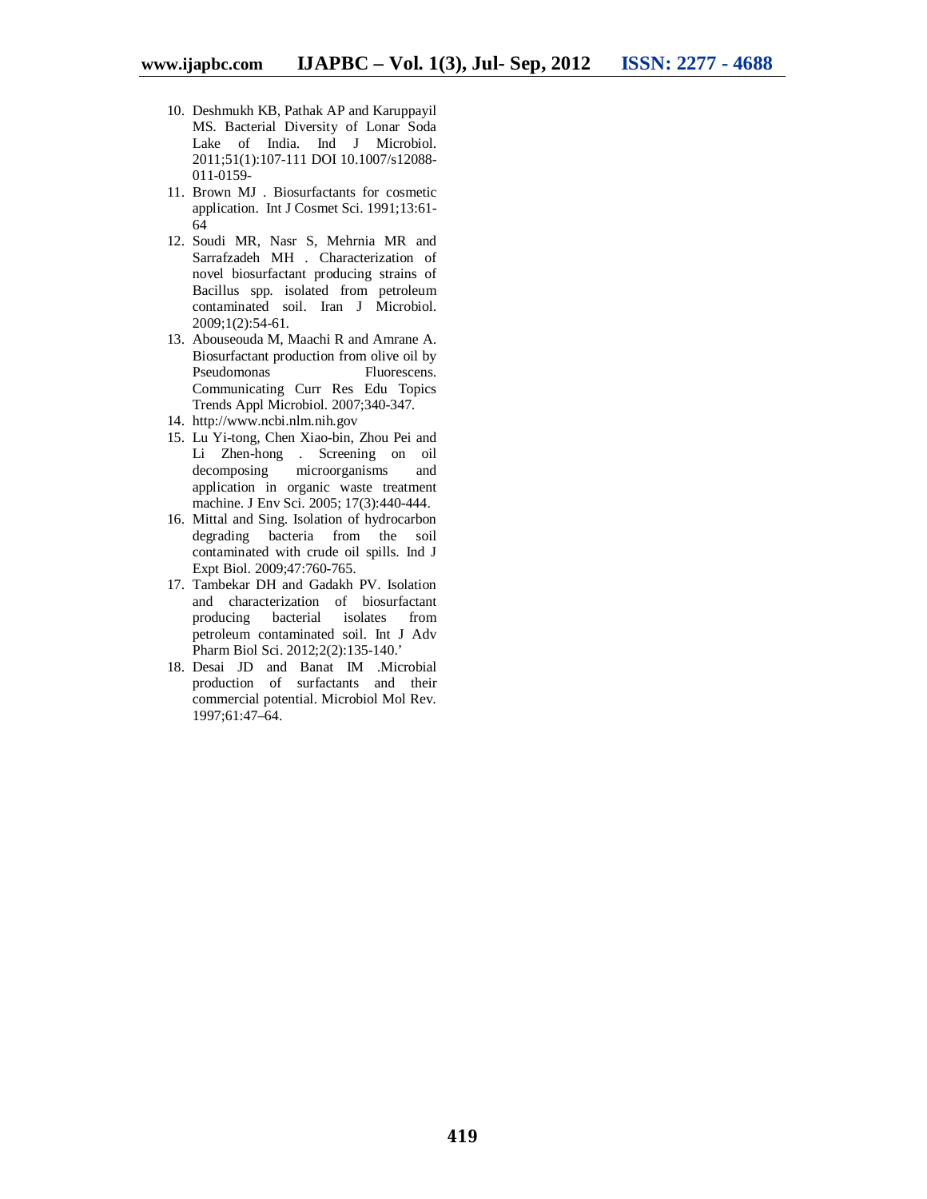10. Deshmukh KB, Pathak AP and Karuppayil MS. Bacterial Diversity of Lonar Soda Lake of India. Ind J Microbiol. 2011;51(1):107-111 DOI 10.1007/s12088-011-0159-
11. Brown MJ . Biosurfactants for cosmetic application. Int J Cosmet Sci. 1991;13:61-64
12. Soudi MR, Nasr S, Mehrnia MR and Sarrafzadeh MH . Characterization of novel biosurfactant producing strains of Bacillus spp. isolated from petroleum contaminated soil. Iran J Microbiol. 2009;1(2):54-61.
13. Abouseouda M, Maachi R and Amrane A. Biosurfactant production from olive oil by Pseudomonas Fluorescens. Communicating Curr Res Edu Topics Trends Appl Microbiol. 2007;340-347.
14. http://www.ncbi.nlm.nih.gov
15. Lu Yi-tong, Chen Xiao-bin, Zhou Pei and Li Zhen-hong . Screening on oil decomposing microorganisms and application in organic waste treatment machine. J Env Sci. 2005; 17(3):440-444.
16. Mittal and Sing. Isolation of hydrocarbon degrading bacteria from the soil contaminated with crude oil spills. Ind J Expt Biol. 2009;47:760-765.
17. Tambekar DH and Gadakh PV. Isolation and characterization of biosurfactant producing bacterial isolates from petroleum contaminated soil. Int J Adv Pharm Biol Sci. 2012;2(2):135-140.'
18. Desai JD and Banat IM .Microbial production of surfactants and their commercial potential. Microbiol Mol Rev. 1997;61:47–64.